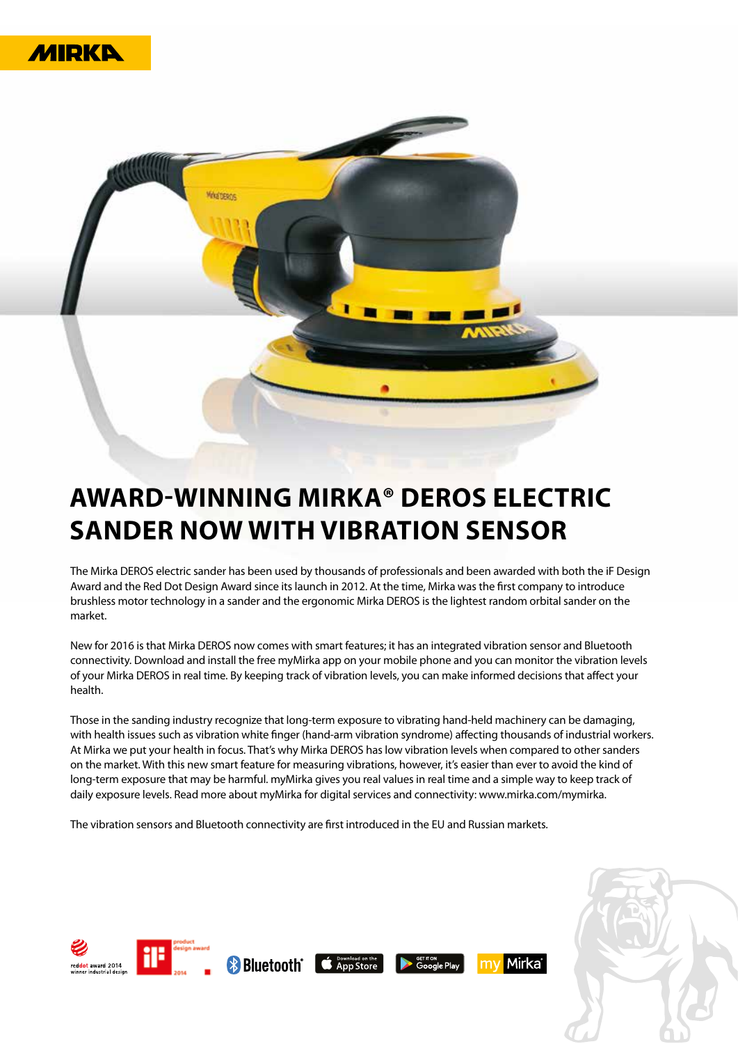# AWARD-WINNING MIRKA® DEROS ELECTRIC SANDER NOW WITH VIBRATION SENSOR

The Mirka DEROS electric sander has been used by thousands of professionals and been awarded with both the iF Design Award and the Red Dot Design Award since its launch in 2012. At the time, Mirka was the first company to introduce brushless motor technology in a sander and the ergonomic Mirka DEROS is the lightest random orbital sander on the market.

New for 2016 is that Mirka DEROS now comes with smart features; it has an integrated vibration sensor and Bluetooth connectivity. Download and install the free myMirka app on your mobile phone and you can monitor the vibration levels of your Mirka DEROS in real time. By keeping track of vibration levels, you can make informed decisions that affect your health.

Those in the sanding industry recognize that long-term exposure to vibrating hand-held machinery can be damaging, with health issues such as vibration white finger (hand-arm vibration syndrome) affecting thousands of industrial workers. At Mirka we put your health in focus. That's why Mirka DEROS has low vibration levels when compared to other sanders on the market. With this new smart feature for measuring vibrations, however, it's easier than ever to avoid the kind of long-term exposure that may be harmful. myMirka gives you real values in real time and a simple way to keep track of daily exposure levels. Read more about myMirka for digital services and connectivity: www.mirka.com/mymirka.

The vibration sensors and Bluetooth connectivity are first introduced in the EU and Russian markets.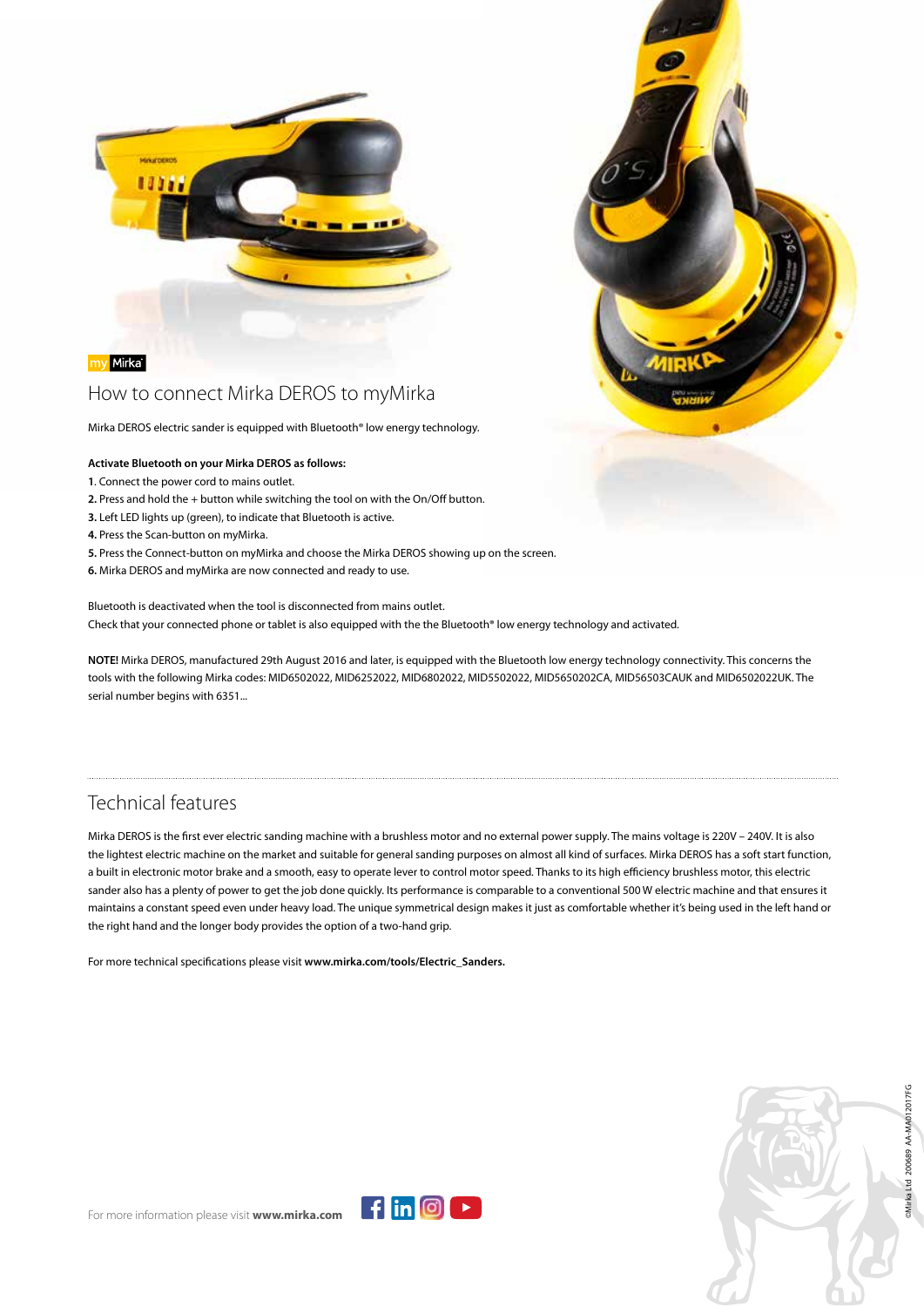myMirka

## How to connect Mirka DEROS to myMirka

Mirka DEROS electric sander is equipped with Bluetooth® low energy technology.

**Activate Bluetooth on your Mirka DEROS as follows:**

**1.** Connect the power cord to mains outlet.
**2.** Press and hold the + button while switching the tool on with the On/Off button.
**3.** Left LED lights up (green), to indicate that Bluetooth is active.
**4.** Press the Scan-button on myMirka.
**5.** Press the Connect-button on myMirka and choose the Mirka DEROS showing up on the screen.
**6.** Mirka DEROS and myMirka are now connected and ready to use.

Bluetooth is deactivated when the tool is disconnected from mains outlet.
Check that your connected phone or tablet is also equipped with the the Bluetooth® low energy technology and activated.

**NOTE!** Mirka DEROS, manufactured 29th August 2016 and later, is equipped with the Bluetooth low energy technology connectivity. This concerns the tools with the following Mirka codes: MID6502022, MID6252022, MID6802022, MID5502022, MID5650202CA, MID56503CAUK and MID6502022UK. The serial number begins with 6351...

## Technical features

Mirka DEROS is the first ever electric sanding machine with a brushless motor and no external power supply. The mains voltage is 220V – 240V. It is also the lightest electric machine on the market and suitable for general sanding purposes on almost all kind of surfaces. Mirka DEROS has a soft start function, a built in electronic motor brake and a smooth, easy to operate lever to control motor speed. Thanks to its high efficiency brushless motor, this electric sander also has a plenty of power to get the job done quickly. Its performance is comparable to a conventional 500 W electric machine and that ensures it maintains a constant speed even under heavy load. The unique symmetrical design makes it just as comfortable whether it's being used in the left hand or the right hand and the longer body provides the option of a two-hand grip.

For more technical specifications please visit **www.mirka.com/tools/Electric_Sanders.**

For more information please visit **www.mirka.com**

©Mirka Ltd 200689 AA-MA012017FG